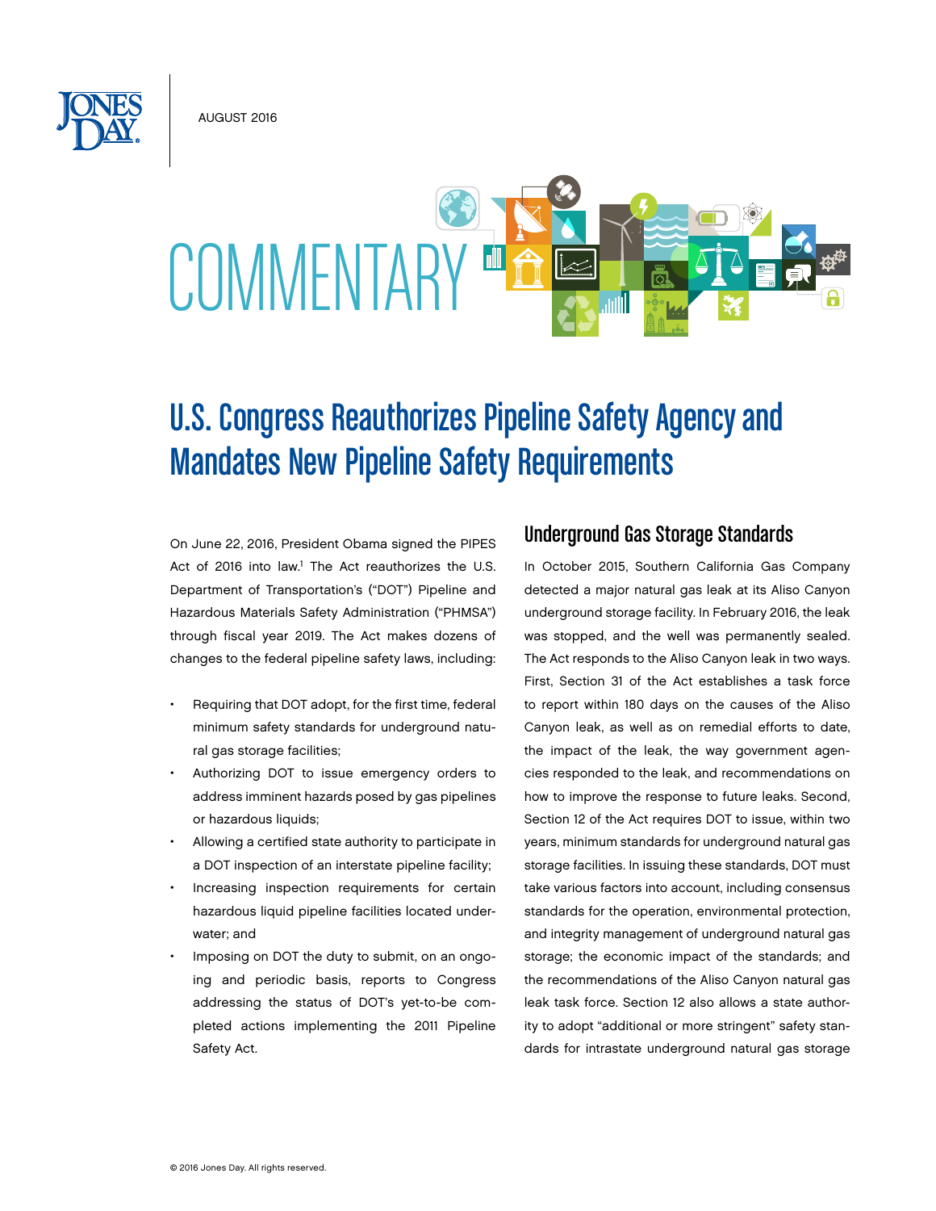AUGUST 2016

# COMMENTARY

# U.S. Congress Reauthorizes Pipeline Safety Agency and Mandates New Pipeline Safety Requirements

On June 22, 2016, President Obama signed the PIPES Act of 2016 into law.[1] The Act reauthorizes the U.S. Department of Transportation's ("DOT") Pipeline and Hazardous Materials Safety Administration ("PHMSA") through fiscal year 2019. The Act makes dozens of changes to the federal pipeline safety laws, including:

- Requiring that DOT adopt, for the first time, federal minimum safety standards for underground natural gas storage facilities;
- Authorizing DOT to issue emergency orders to address imminent hazards posed by gas pipelines or hazardous liquids;
- Allowing a certified state authority to participate in a DOT inspection of an interstate pipeline facility;
- Increasing inspection requirements for certain hazardous liquid pipeline facilities located underwater; and
- Imposing on DOT the duty to submit, on an ongoing and periodic basis, reports to Congress addressing the status of DOT's yet-to-be completed actions implementing the 2011 Pipeline Safety Act.

## Underground Gas Storage Standards

In October 2015, Southern California Gas Company detected a major natural gas leak at its Aliso Canyon underground storage facility. In February 2016, the leak was stopped, and the well was permanently sealed. The Act responds to the Aliso Canyon leak in two ways. First, Section 31 of the Act establishes a task force to report within 180 days on the causes of the Aliso Canyon leak, as well as on remedial efforts to date, the impact of the leak, the way government agencies responded to the leak, and recommendations on how to improve the response to future leaks. Second, Section 12 of the Act requires DOT to issue, within two years, minimum standards for underground natural gas storage facilities. In issuing these standards, DOT must take various factors into account, including consensus standards for the operation, environmental protection, and integrity management of underground natural gas storage; the economic impact of the standards; and the recommendations of the Aliso Canyon natural gas leak task force. Section 12 also allows a state authority to adopt "additional or more stringent" safety standards for intrastate underground natural gas storage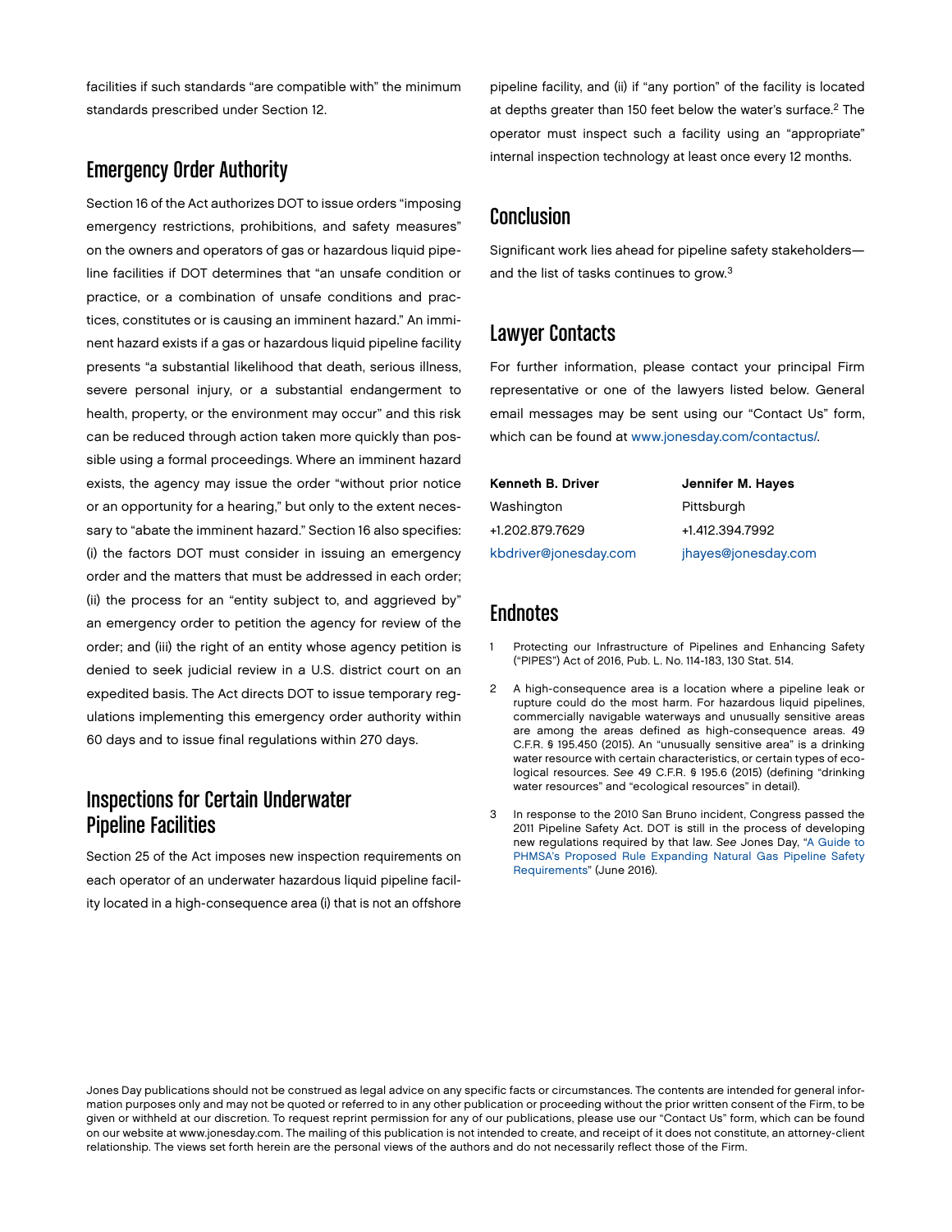facilities if such standards "are compatible with" the minimum standards prescribed under Section 12.

## Emergency Order Authority

Section 16 of the Act authorizes DOT to issue orders "imposing emergency restrictions, prohibitions, and safety measures" on the owners and operators of gas or hazardous liquid pipeline facilities if DOT determines that "an unsafe condition or practice, or a combination of unsafe conditions and practices, constitutes or is causing an imminent hazard." An imminent hazard exists if a gas or hazardous liquid pipeline facility presents "a substantial likelihood that death, serious illness, severe personal injury, or a substantial endangerment to health, property, or the environment may occur" and this risk can be reduced through action taken more quickly than possible using a formal proceedings. Where an imminent hazard exists, the agency may issue the order "without prior notice or an opportunity for a hearing," but only to the extent necessary to "abate the imminent hazard." Section 16 also specifies: (i) the factors DOT must consider in issuing an emergency order and the matters that must be addressed in each order; (ii) the process for an "entity subject to, and aggrieved by" an emergency order to petition the agency for review of the order; and (iii) the right of an entity whose agency petition is denied to seek judicial review in a U.S. district court on an expedited basis. The Act directs DOT to issue temporary regulations implementing this emergency order authority within 60 days and to issue final regulations within 270 days.

## Inspections for Certain Underwater Pipeline Facilities

Section 25 of the Act imposes new inspection requirements on each operator of an underwater hazardous liquid pipeline facility located in a high-consequence area (i) that is not an offshore pipeline facility, and (ii) if "any portion" of the facility is located at depths greater than 150 feet below the water's surface.[2] The operator must inspect such a facility using an "appropriate" internal inspection technology at least once every 12 months.

## Conclusion

Significant work lies ahead for pipeline safety stakeholders—and the list of tasks continues to grow.[3]

## Lawyer Contacts

For further information, please contact your principal Firm representative or one of the lawyers listed below. General email messages may be sent using our "Contact Us" form, which can be found at www.jonesday.com/contactus/.

**Kenneth B. Driver**
Washington
+1.202.879.7629
kbdriver@jonesday.com

**Jennifer M. Hayes**
Pittsburgh
+1.412.394.7992
jhayes@jonesday.com

## Endnotes

1. Protecting our Infrastructure of Pipelines and Enhancing Safety ("PIPES") Act of 2016, Pub. L. No. 114-183, 130 Stat. 514.

2. A high-consequence area is a location where a pipeline leak or rupture could do the most harm. For hazardous liquid pipelines, commercially navigable waterways and unusually sensitive areas are among the areas defined as high-consequence areas. 49 C.F.R. § 195.450 (2015). An "unusually sensitive area" is a drinking water resource with certain characteristics, or certain types of ecological resources. *See* 49 C.F.R. § 195.6 (2015) (defining "drinking water resources" and "ecological resources" in detail).

3. In response to the 2010 San Bruno incident, Congress passed the 2011 Pipeline Safety Act. DOT is still in the process of developing new regulations required by that law. *See* Jones Day, "A Guide to PHMSA's Proposed Rule Expanding Natural Gas Pipeline Safety Requirements" (June 2016).

Jones Day publications should not be construed as legal advice on any specific facts or circumstances. The contents are intended for general information purposes only and may not be quoted or referred to in any other publication or proceeding without the prior written consent of the Firm, to be given or withheld at our discretion. To request reprint permission for any of our publications, please use our "Contact Us" form, which can be found on our website at www.jonesday.com. The mailing of this publication is not intended to create, and receipt of it does not constitute, an attorney-client relationship. The views set forth herein are the personal views of the authors and do not necessarily reflect those of the Firm.